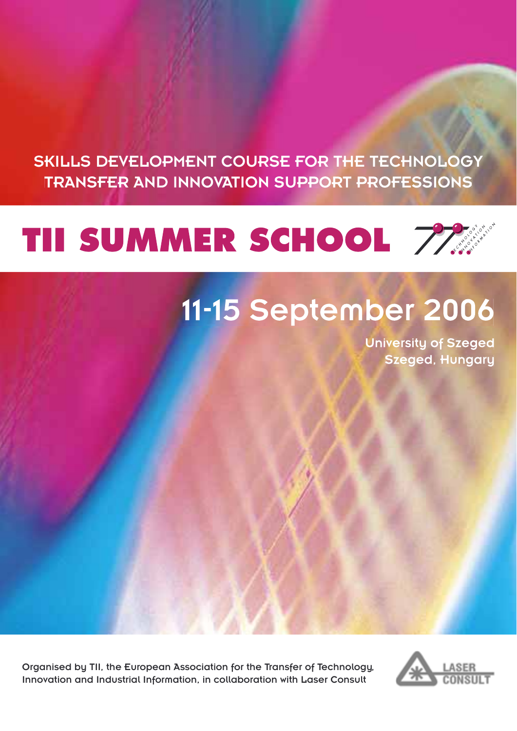SKILLS DEVELOPMENT COURSE FOR THE TECHNOLOGY TRANSFER AND INNOVATION SUPPORT PROFESSIONS

# TII SUMMER SCHOOL

TECHNOLOGY INNOVATION INFORMATION

## 11-15 September 2006

University of Szeged
Szeged, Hungary

Organised by TII, the European Association for the Transfer of Technology, Innovation and Industrial Information, in collaboration with Laser Consult

LASER CONSULT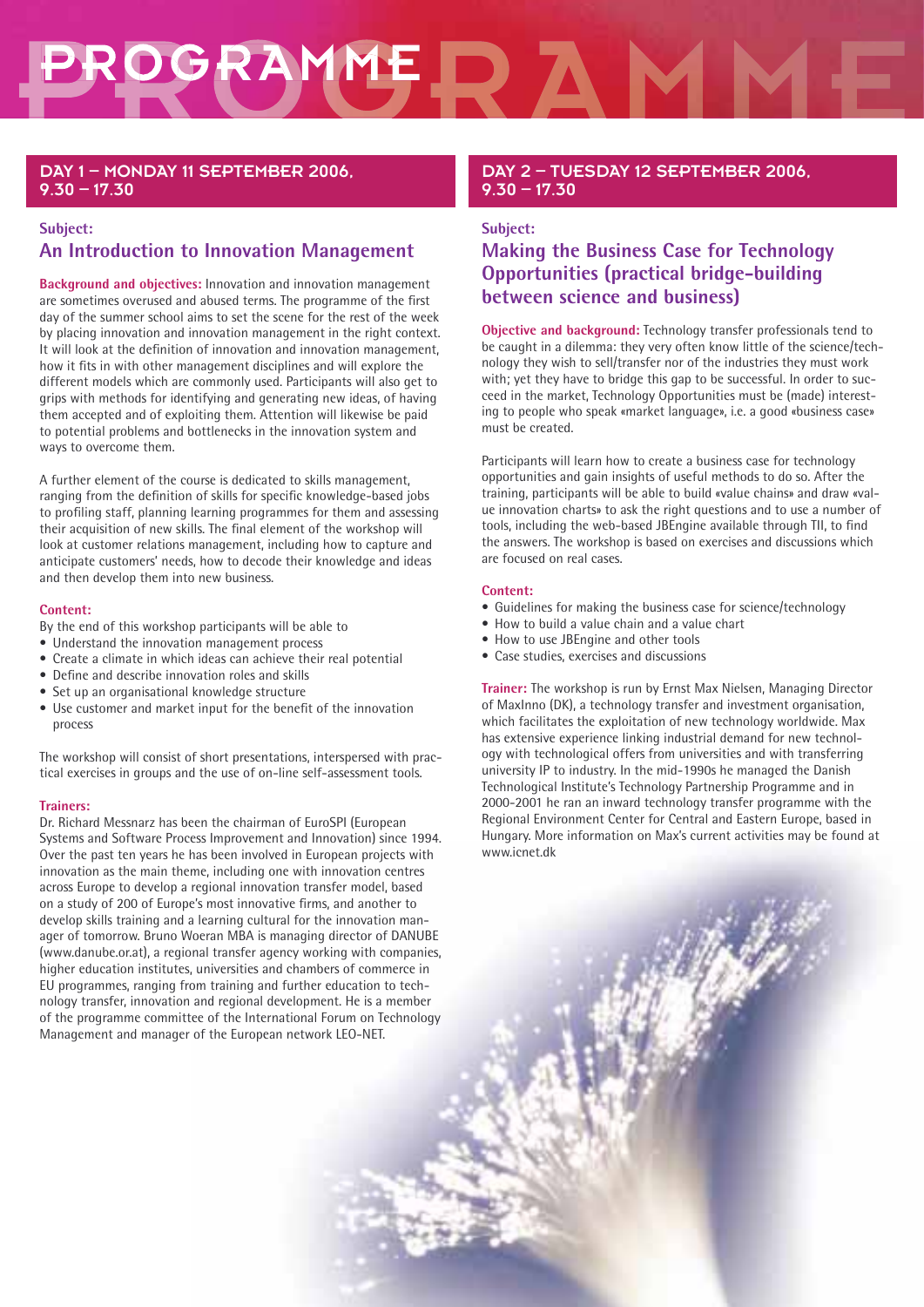# PROGRAMME

## DAY 1 – MONDAY 11 SEPTEMBER 2006, 9.30 – 17.30

**Subject:**

### An Introduction to Innovation Management

**Background and objectives:** Innovation and innovation management are sometimes overused and abused terms. The programme of the first day of the summer school aims to set the scene for the rest of the week by placing innovation and innovation management in the right context. It will look at the definition of innovation and innovation management, how it fits in with other management disciplines and will explore the different models which are commonly used. Participants will also get to grips with methods for identifying and generating new ideas, of having them accepted and of exploiting them. Attention will likewise be paid to potential problems and bottlenecks in the innovation system and ways to overcome them.

A further element of the course is dedicated to skills management, ranging from the definition of skills for specific knowledge-based jobs to profiling staff, planning learning programmes for them and assessing their acquisition of new skills. The final element of the workshop will look at customer relations management, including how to capture and anticipate customers' needs, how to decode their knowledge and ideas and then develop them into new business.

**Content:**

By the end of this workshop participants will be able to

- Understand the innovation management process
- Create a climate in which ideas can achieve their real potential
- Define and describe innovation roles and skills
- Set up an organisational knowledge structure
- Use customer and market input for the benefit of the innovation process

The workshop will consist of short presentations, interspersed with practical exercises in groups and the use of on-line self-assessment tools.

**Trainers:**

Dr. Richard Messnarz has been the chairman of EuroSPI (European Systems and Software Process Improvement and Innovation) since 1994. Over the past ten years he has been involved in European projects with innovation as the main theme, including one with innovation centres across Europe to develop a regional innovation transfer model, based on a study of 200 of Europe's most innovative firms, and another to develop skills training and a learning cultural for the innovation manager of tomorrow. Bruno Woeran MBA is managing director of DANUBE (www.danube.or.at), a regional transfer agency working with companies, higher education institutes, universities and chambers of commerce in EU programmes, ranging from training and further education to technology transfer, innovation and regional development. He is a member of the programme committee of the International Forum on Technology Management and manager of the European network LEO-NET.

## DAY 2 – TUESDAY 12 SEPTEMBER 2006, 9.30 – 17.30

**Subject:**

### Making the Business Case for Technology Opportunities (practical bridge-building between science and business)

**Objective and background:** Technology transfer professionals tend to be caught in a dilemma: they very often know little of the science/technology they wish to sell/transfer nor of the industries they must work with; yet they have to bridge this gap to be successful. In order to succeed in the market, Technology Opportunities must be (made) interesting to people who speak «market language», i.e. a good «business case» must be created.

Participants will learn how to create a business case for technology opportunities and gain insights of useful methods to do so. After the training, participants will be able to build «value chains» and draw «value innovation charts» to ask the right questions and to use a number of tools, including the web-based JBEngine available through TII, to find the answers. The workshop is based on exercises and discussions which are focused on real cases.

**Content:**

- Guidelines for making the business case for science/technology
- How to build a value chain and a value chart
- How to use JBEngine and other tools
- Case studies, exercises and discussions

**Trainer:** The workshop is run by Ernst Max Nielsen, Managing Director of MaxInno (DK), a technology transfer and investment organisation, which facilitates the exploitation of new technology worldwide. Max has extensive experience linking industrial demand for new technology with technological offers from universities and with transferring university IP to industry. In the mid-1990s he managed the Danish Technological Institute's Technology Partnership Programme and in 2000-2001 he ran an inward technology transfer programme with the Regional Environment Center for Central and Eastern Europe, based in Hungary. More information on Max's current activities may be found at www.icnet.dk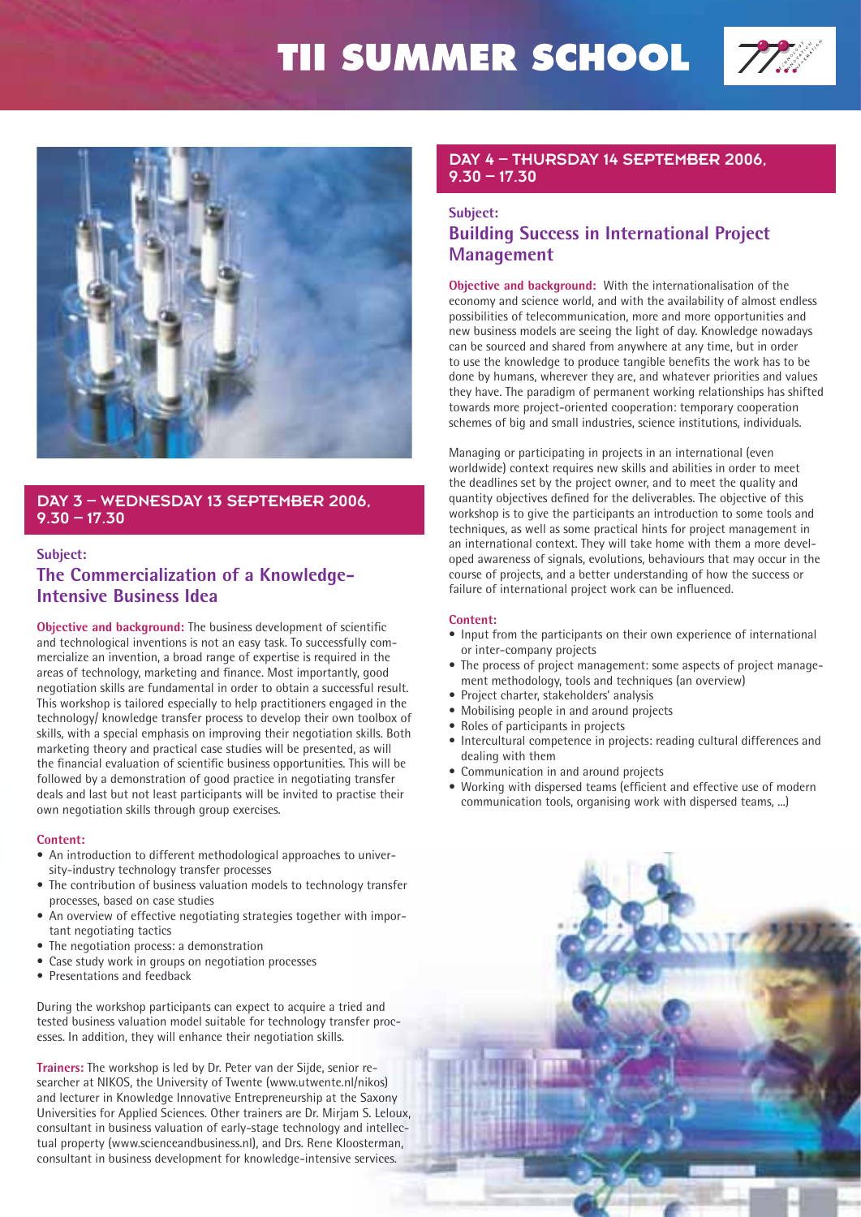# TII SUMMER SCHOOL

## DAY 3 – WEDNESDAY 13 SEPTEMBER 2006, 9.30 – 17.30

**Subject:**

### The Commercialization of a Knowledge-Intensive Business Idea

**Objective and background:** The business development of scientific and technological inventions is not an easy task. To successfully commercialize an invention, a broad range of expertise is required in the areas of technology, marketing and finance. Most importantly, good negotiation skills are fundamental in order to obtain a successful result. This workshop is tailored especially to help practitioners engaged in the technology/ knowledge transfer process to develop their own toolbox of skills, with a special emphasis on improving their negotiation skills. Both marketing theory and practical case studies will be presented, as will the financial evaluation of scientific business opportunities. This will be followed by a demonstration of good practice in negotiating transfer deals and last but not least participants will be invited to practise their own negotiation skills through group exercises.

**Content:**

- An introduction to different methodological approaches to university-industry technology transfer processes
- The contribution of business valuation models to technology transfer processes, based on case studies
- An overview of effective negotiating strategies together with important negotiating tactics
- The negotiation process: a demonstration
- Case study work in groups on negotiation processes
- Presentations and feedback

During the workshop participants can expect to acquire a tried and tested business valuation model suitable for technology transfer processes. In addition, they will enhance their negotiation skills.

**Trainers:** The workshop is led by Dr. Peter van der Sijde, senior researcher at NIKOS, the University of Twente (www.utwente.nl/nikos) and lecturer in Knowledge Innovative Entrepreneurship at the Saxony Universities for Applied Sciences. Other trainers are Dr. Mirjam S. Leloux, consultant in business valuation of early-stage technology and intellectual property (www.scienceandbusiness.nl), and Drs. Rene Kloosterman, consultant in business development for knowledge-intensive services.

## DAY 4 – THURSDAY 14 SEPTEMBER 2006, 9.30 – 17.30

**Subject:**

### Building Success in International Project Management

**Objective and background:** With the internationalisation of the economy and science world, and with the availability of almost endless possibilities of telecommunication, more and more opportunities and new business models are seeing the light of day. Knowledge nowadays can be sourced and shared from anywhere at any time, but in order to use the knowledge to produce tangible benefits the work has to be done by humans, wherever they are, and whatever priorities and values they have. The paradigm of permanent working relationships has shifted towards more project-oriented cooperation: temporary cooperation schemes of big and small industries, science institutions, individuals.

Managing or participating in projects in an international (even worldwide) context requires new skills and abilities in order to meet the deadlines set by the project owner, and to meet the quality and quantity objectives defined for the deliverables. The objective of this workshop is to give the participants an introduction to some tools and techniques, as well as some practical hints for project management in an international context. They will take home with them a more developed awareness of signals, evolutions, behaviours that may occur in the course of projects, and a better understanding of how the success or failure of international project work can be influenced.

**Content:**

- Input from the participants on their own experience of international or inter-company projects
- The process of project management: some aspects of project management methodology, tools and techniques (an overview)
- Project charter, stakeholders' analysis
- Mobilising people in and around projects
- Roles of participants in projects
- Intercultural competence in projects: reading cultural differences and dealing with them
- Communication in and around projects
- Working with dispersed teams (efficient and effective use of modern communication tools, organising work with dispersed teams, ...)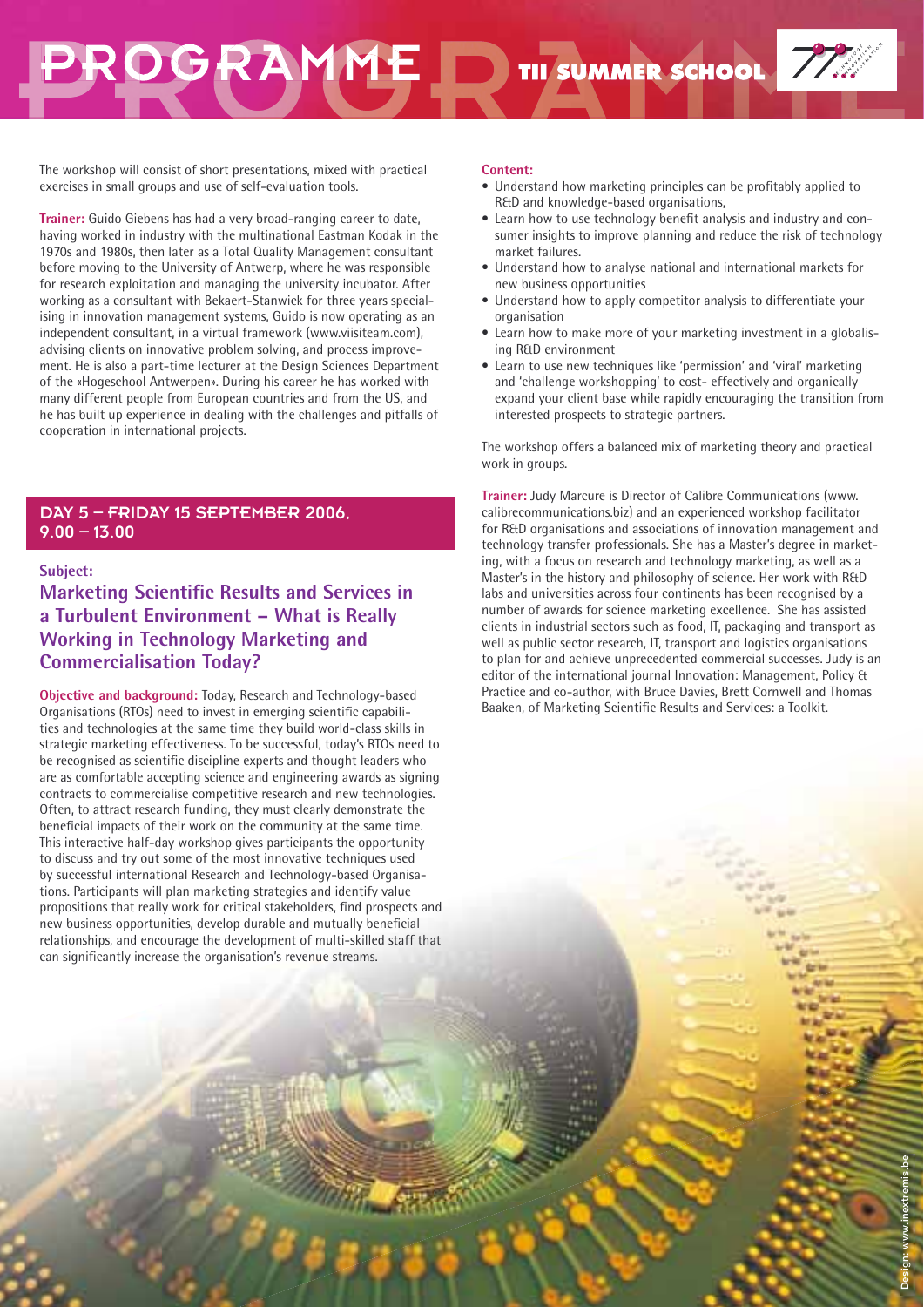The workshop will consist of short presentations, mixed with practical exercises in small groups and use of self-evaluation tools.

**Trainer:** Guido Giebens has had a very broad-ranging career to date, having worked in industry with the multinational Eastman Kodak in the 1970s and 1980s, then later as a Total Quality Management consultant before moving to the University of Antwerp, where he was responsible for research exploitation and managing the university incubator. After working as a consultant with Bekaert-Stanwick for three years specialising in innovation management systems, Guido is now operating as an independent consultant, in a virtual framework (www.viisiteam.com), advising clients on innovative problem solving, and process improvement. He is also a part-time lecturer at the Design Sciences Department of the «Hogeschool Antwerpen». During his career he has worked with many different people from European countries and from the US, and he has built up experience in dealing with the challenges and pitfalls of cooperation in international projects.

## DAY 5 – FRIDAY 15 SEPTEMBER 2006, 9.00 – 13.00

**Subject:**

### Marketing Scientific Results and Services in a Turbulent Environment – What is Really Working in Technology Marketing and Commercialisation Today?

**Objective and background:** Today, Research and Technology-based Organisations (RTOs) need to invest in emerging scientific capabilities and technologies at the same time they build world-class skills in strategic marketing effectiveness. To be successful, today's RTOs need to be recognised as scientific discipline experts and thought leaders who are as comfortable accepting science and engineering awards as signing contracts to commercialise competitive research and new technologies. Often, to attract research funding, they must clearly demonstrate the beneficial impacts of their work on the community at the same time. This interactive half-day workshop gives participants the opportunity to discuss and try out some of the most innovative techniques used by successful international Research and Technology-based Organisations. Participants will plan marketing strategies and identify value propositions that really work for critical stakeholders, find prospects and new business opportunities, develop durable and mutually beneficial relationships, and encourage the development of multi-skilled staff that can significantly increase the organisation's revenue streams.

**Content:**

- Understand how marketing principles can be profitably applied to R&D and knowledge-based organisations,
- Learn how to use technology benefit analysis and industry and consumer insights to improve planning and reduce the risk of technology market failures.
- Understand how to analyse national and international markets for new business opportunities
- Understand how to apply competitor analysis to differentiate your organisation
- Learn how to make more of your marketing investment in a globalising R&D environment
- Learn to use new techniques like 'permission' and 'viral' marketing and 'challenge workshopping' to cost- effectively and organically expand your client base while rapidly encouraging the transition from interested prospects to strategic partners.

The workshop offers a balanced mix of marketing theory and practical work in groups.

**Trainer:** Judy Marcure is Director of Calibre Communications (www.calibrecommunications.biz) and an experienced workshop facilitator for R&D organisations and associations of innovation management and technology transfer professionals. She has a Master's degree in marketing, with a focus on research and technology marketing, as well as a Master's in the history and philosophy of science. Her work with R&D labs and universities across four continents has been recognised by a number of awards for science marketing excellence. She has assisted clients in industrial sectors such as food, IT, packaging and transport as well as public sector research, IT, transport and logistics organisations to plan for and achieve unprecedented commercial successes. Judy is an editor of the international journal Innovation: Management, Policy & Practice and co-author, with Bruce Davies, Brett Cornwell and Thomas Baaken, of Marketing Scientific Results and Services: a Toolkit.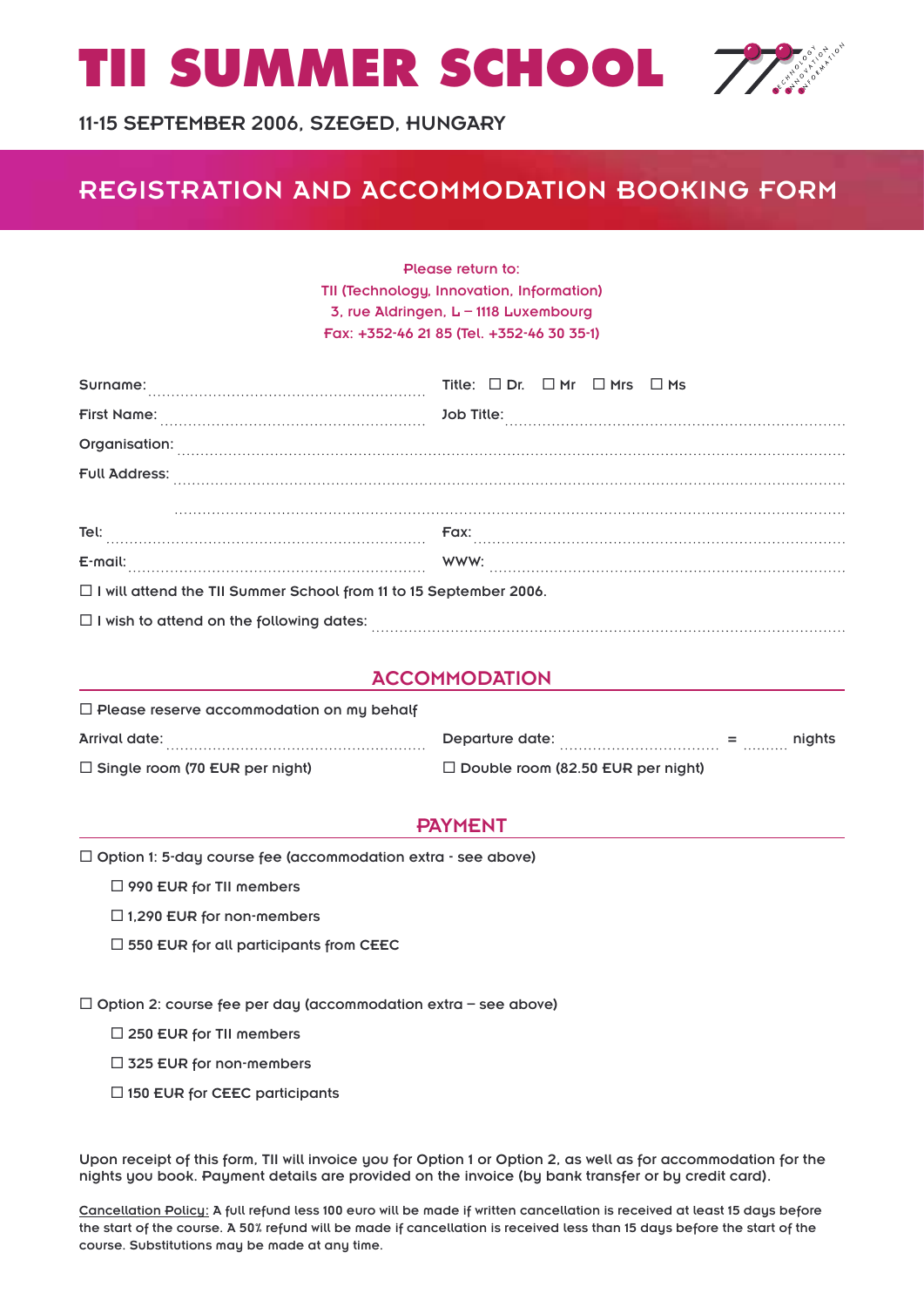# TII SUMMER SCHOOL

11-15 SEPTEMBER 2006, SZEGED, HUNGARY

## REGISTRATION AND ACCOMMODATION BOOKING FORM

Please return to:
TII (Technology, Innovation, Information)
3, rue Aldringen, L – 1118 Luxembourg
Fax: +352-46 21 85 (Tel. +352-46 30 35-1)

Surname: ........................................ Title: ☐ Dr. ☐ Mr ☐ Mrs ☐ Ms

First Name: ........................................ Job Title: ........................................

Organisation: ........................................

Full Address: ........................................

........................................

Tel: ........................................ Fax: ........................................

E-mail: ........................................ WWW: ........................................

☐ I will attend the TII Summer School from 11 to 15 September 2006.

☐ I wish to attend on the following dates: ........................................

### ACCOMMODATION

☐ Please reserve accommodation on my behalf

Arrival date: ........................................ Departure date: .................... = ......... nights

☐ Single room (70 EUR per night) ☐ Double room (82.50 EUR per night)

### PAYMENT

☐ Option 1: 5-day course fee (accommodation extra - see above)

- ☐ 990 EUR for TII members
- ☐ 1,290 EUR for non-members
- ☐ 550 EUR for all participants from CEEC

☐ Option 2: course fee per day (accommodation extra – see above)

- ☐ 250 EUR for TII members
- ☐ 325 EUR for non-members
- ☐ 150 EUR for CEEC participants

Upon receipt of this form, TII will invoice you for Option 1 or Option 2, as well as for accommodation for the nights you book. Payment details are provided on the invoice (by bank transfer or by credit card).

Cancellation Policy: A full refund less 100 euro will be made if written cancellation is received at least 15 days before the start of the course. A 50% refund will be made if cancellation is received less than 15 days before the start of the course. Substitutions may be made at any time.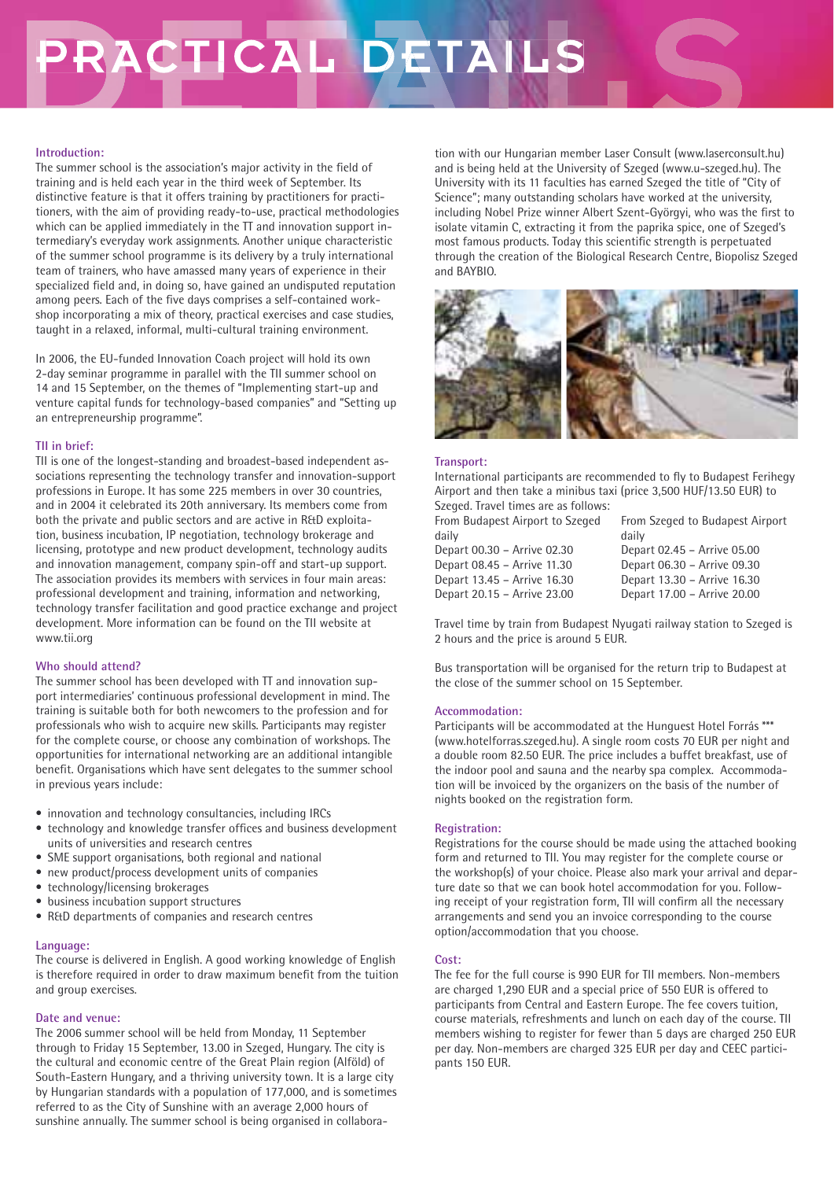# PRACTICAL DETAILS

### Introduction:

The summer school is the association's major activity in the field of training and is held each year in the third week of September. Its distinctive feature is that it offers training by practitioners for practitioners, with the aim of providing ready-to-use, practical methodologies which can be applied immediately in the TT and innovation support intermediary's everyday work assignments. Another unique characteristic of the summer school programme is its delivery by a truly international team of trainers, who have amassed many years of experience in their specialized field and, in doing so, have gained an undisputed reputation among peers. Each of the five days comprises a self-contained workshop incorporating a mix of theory, practical exercises and case studies, taught in a relaxed, informal, multi-cultural training environment.

In 2006, the EU-funded Innovation Coach project will hold its own 2-day seminar programme in parallel with the TII summer school on 14 and 15 September, on the themes of "Implementing start-up and venture capital funds for technology-based companies" and "Setting up an entrepreneurship programme".

### TII in brief:

TII is one of the longest-standing and broadest-based independent associations representing the technology transfer and innovation-support professions in Europe. It has some 225 members in over 30 countries, and in 2004 it celebrated its 20th anniversary. Its members come from both the private and public sectors and are active in R&D exploitation, business incubation, IP negotiation, technology brokerage and licensing, prototype and new product development, technology audits and innovation management, company spin-off and start-up support. The association provides its members with services in four main areas: professional development and training, information and networking, technology transfer facilitation and good practice exchange and project development. More information can be found on the TII website at www.tii.org

### Who should attend?

The summer school has been developed with TT and innovation support intermediaries' continuous professional development in mind. The training is suitable both for both newcomers to the profession and for professionals who wish to acquire new skills. Participants may register for the complete course, or choose any combination of workshops. The opportunities for international networking are an additional intangible benefit. Organisations which have sent delegates to the summer school in previous years include:

- innovation and technology consultancies, including IRCs
- technology and knowledge transfer offices and business development units of universities and research centres
- SME support organisations, both regional and national
- new product/process development units of companies
- technology/licensing brokerages
- business incubation support structures
- R&D departments of companies and research centres

### Language:

The course is delivered in English. A good working knowledge of English is therefore required in order to draw maximum benefit from the tuition and group exercises.

### Date and venue:

The 2006 summer school will be held from Monday, 11 September through to Friday 15 September, 13.00 in Szeged, Hungary. The city is the cultural and economic centre of the Great Plain region (Alföld) of South-Eastern Hungary, and a thriving university town. It is a large city by Hungarian standards with a population of 177,000, and is sometimes referred to as the City of Sunshine with an average 2,000 hours of sunshine annually. The summer school is being organised in collaboration with our Hungarian member Laser Consult (www.laserconsult.hu) and is being held at the University of Szeged (www.u-szeged.hu). The University with its 11 faculties has earned Szeged the title of "City of Science"; many outstanding scholars have worked at the university, including Nobel Prize winner Albert Szent-Györgyi, who was the first to isolate vitamin C, extracting it from the paprika spice, one of Szeged's most famous products. Today this scientific strength is perpetuated through the creation of the Biological Research Centre, Biopolisz Szeged and BAYBIO.

### Transport:

International participants are recommended to fly to Budapest Ferihegy Airport and then take a minibus taxi (price 3,500 HUF/13.50 EUR) to Szeged. Travel times are as follows:

| From Budapest Airport to Szeged daily | From Szeged to Budapest Airport daily |
|---|---|
| Depart 00.30 – Arrive 02.30 | Depart 02.45 – Arrive 05.00 |
| Depart 08.45 – Arrive 11.30 | Depart 06.30 – Arrive 09.30 |
| Depart 13.45 – Arrive 16.30 | Depart 13.30 – Arrive 16.30 |
| Depart 20.15 – Arrive 23.00 | Depart 17.00 – Arrive 20.00 |

Travel time by train from Budapest Nyugati railway station to Szeged is 2 hours and the price is around 5 EUR.

Bus transportation will be organised for the return trip to Budapest at the close of the summer school on 15 September.

### Accommodation:

Participants will be accommodated at the Hunguest Hotel Forrás *** (www.hotelforras.szeged.hu). A single room costs 70 EUR per night and a double room 82.50 EUR. The price includes a buffet breakfast, use of the indoor pool and sauna and the nearby spa complex. Accommodation will be invoiced by the organizers on the basis of the number of nights booked on the registration form.

### Registration:

Registrations for the course should be made using the attached booking form and returned to TII. You may register for the complete course or the workshop(s) of your choice. Please also mark your arrival and departure date so that we can book hotel accommodation for you. Following receipt of your registration form, TII will confirm all the necessary arrangements and send you an invoice corresponding to the course option/accommodation that you choose.

### Cost:

The fee for the full course is 990 EUR for TII members. Non-members are charged 1,290 EUR and a special price of 550 EUR is offered to participants from Central and Eastern Europe. The fee covers tuition, course materials, refreshments and lunch on each day of the course. TII members wishing to register for fewer than 5 days are charged 250 EUR per day. Non-members are charged 325 EUR per day and CEEC participants 150 EUR.